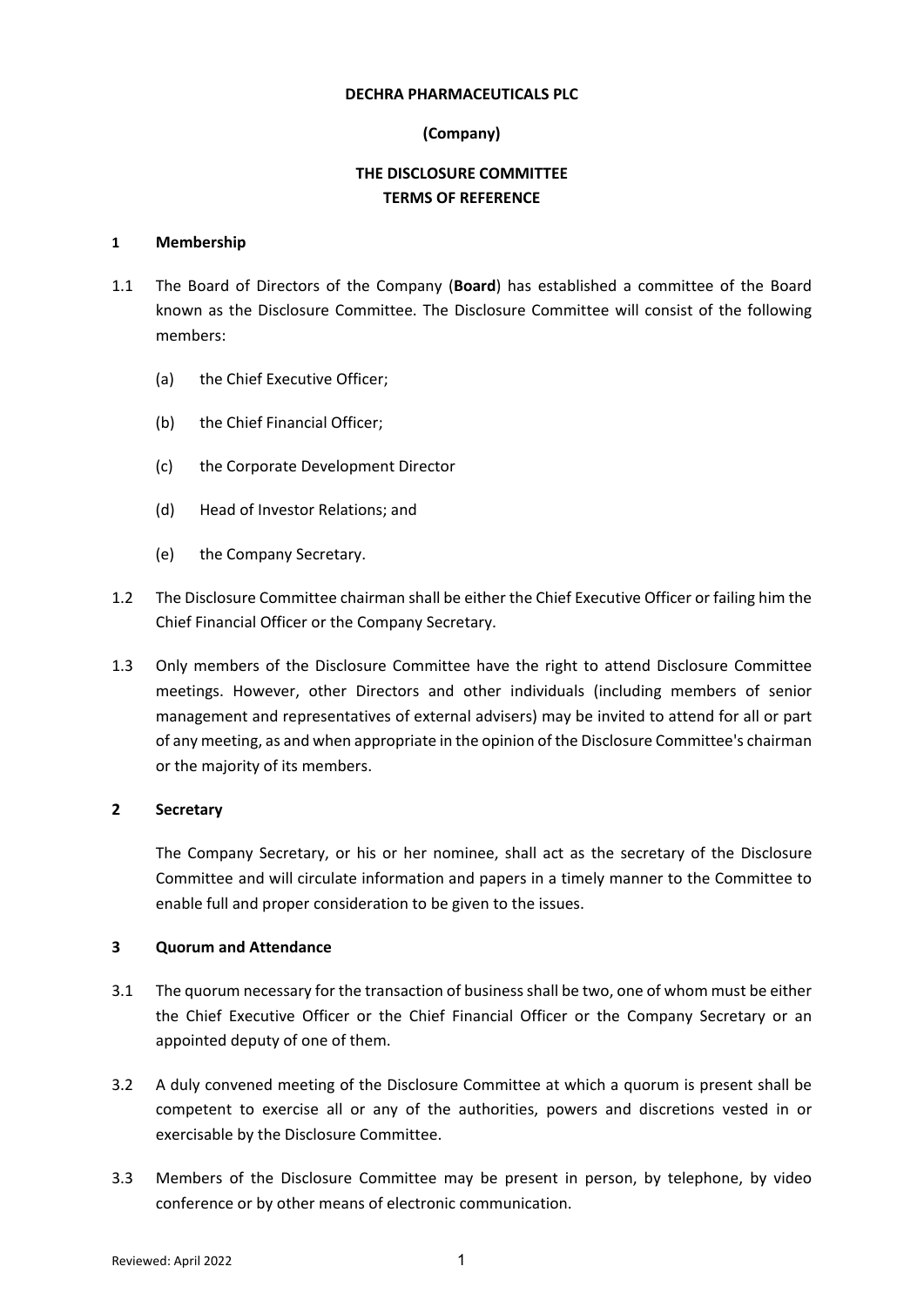**DECHRA PHARMACEUTICALS PLC**

**(Company)**

**THE DISCLOSURE COMMITTEE**
**TERMS OF REFERENCE**

## 1 Membership

1.1 The Board of Directors of the Company (**Board**) has established a committee of the Board known as the Disclosure Committee. The Disclosure Committee will consist of the following members:

(a) the Chief Executive Officer;

(b) the Chief Financial Officer;

(c) the Corporate Development Director

(d) Head of Investor Relations; and

(e) the Company Secretary.

1.2 The Disclosure Committee chairman shall be either the Chief Executive Officer or failing him the Chief Financial Officer or the Company Secretary.

1.3 Only members of the Disclosure Committee have the right to attend Disclosure Committee meetings. However, other Directors and other individuals (including members of senior management and representatives of external advisers) may be invited to attend for all or part of any meeting, as and when appropriate in the opinion of the Disclosure Committee's chairman or the majority of its members.

## 2 Secretary

The Company Secretary, or his or her nominee, shall act as the secretary of the Disclosure Committee and will circulate information and papers in a timely manner to the Committee to enable full and proper consideration to be given to the issues.

## 3 Quorum and Attendance

3.1 The quorum necessary for the transaction of business shall be two, one of whom must be either the Chief Executive Officer or the Chief Financial Officer or the Company Secretary or an appointed deputy of one of them.

3.2 A duly convened meeting of the Disclosure Committee at which a quorum is present shall be competent to exercise all or any of the authorities, powers and discretions vested in or exercisable by the Disclosure Committee.

3.3 Members of the Disclosure Committee may be present in person, by telephone, by video conference or by other means of electronic communication.

Reviewed: April 2022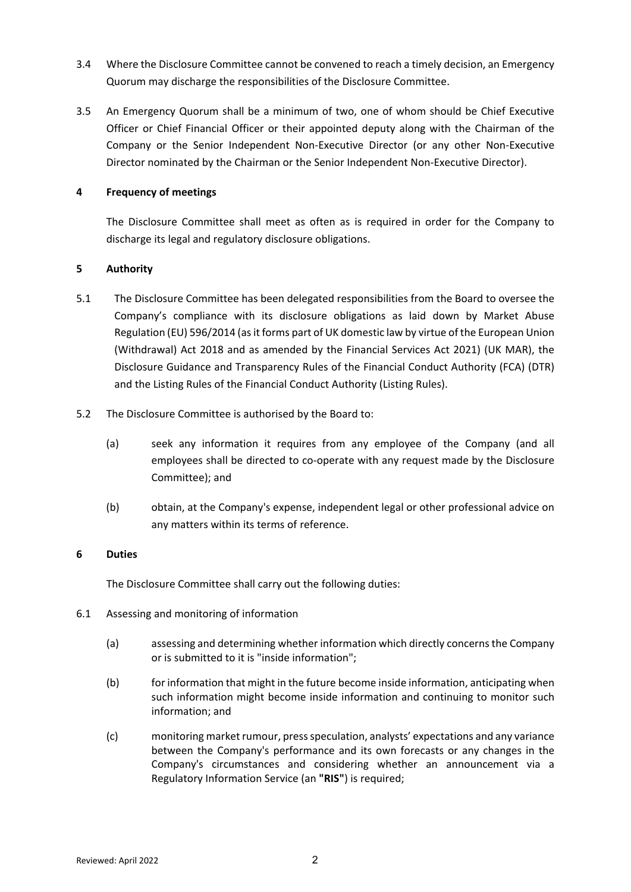3.4 Where the Disclosure Committee cannot be convened to reach a timely decision, an Emergency Quorum may discharge the responsibilities of the Disclosure Committee.

3.5 An Emergency Quorum shall be a minimum of two, one of whom should be Chief Executive Officer or Chief Financial Officer or their appointed deputy along with the Chairman of the Company or the Senior Independent Non-Executive Director (or any other Non-Executive Director nominated by the Chairman or the Senior Independent Non-Executive Director).

## 4 Frequency of meetings

The Disclosure Committee shall meet as often as is required in order for the Company to discharge its legal and regulatory disclosure obligations.

## 5 Authority

5.1 The Disclosure Committee has been delegated responsibilities from the Board to oversee the Company's compliance with its disclosure obligations as laid down by Market Abuse Regulation (EU) 596/2014 (as it forms part of UK domestic law by virtue of the European Union (Withdrawal) Act 2018 and as amended by the Financial Services Act 2021) (UK MAR), the Disclosure Guidance and Transparency Rules of the Financial Conduct Authority (FCA) (DTR) and the Listing Rules of the Financial Conduct Authority (Listing Rules).

5.2 The Disclosure Committee is authorised by the Board to:

(a) seek any information it requires from any employee of the Company (and all employees shall be directed to co-operate with any request made by the Disclosure Committee); and

(b) obtain, at the Company's expense, independent legal or other professional advice on any matters within its terms of reference.

## 6 Duties

The Disclosure Committee shall carry out the following duties:

6.1 Assessing and monitoring of information

(a) assessing and determining whether information which directly concerns the Company or is submitted to it is "inside information";

(b) for information that might in the future become inside information, anticipating when such information might become inside information and continuing to monitor such information; and

(c) monitoring market rumour, press speculation, analysts' expectations and any variance between the Company's performance and its own forecasts or any changes in the Company's circumstances and considering whether an announcement via a Regulatory Information Service (an **"RIS"**) is required;

Reviewed: April 2022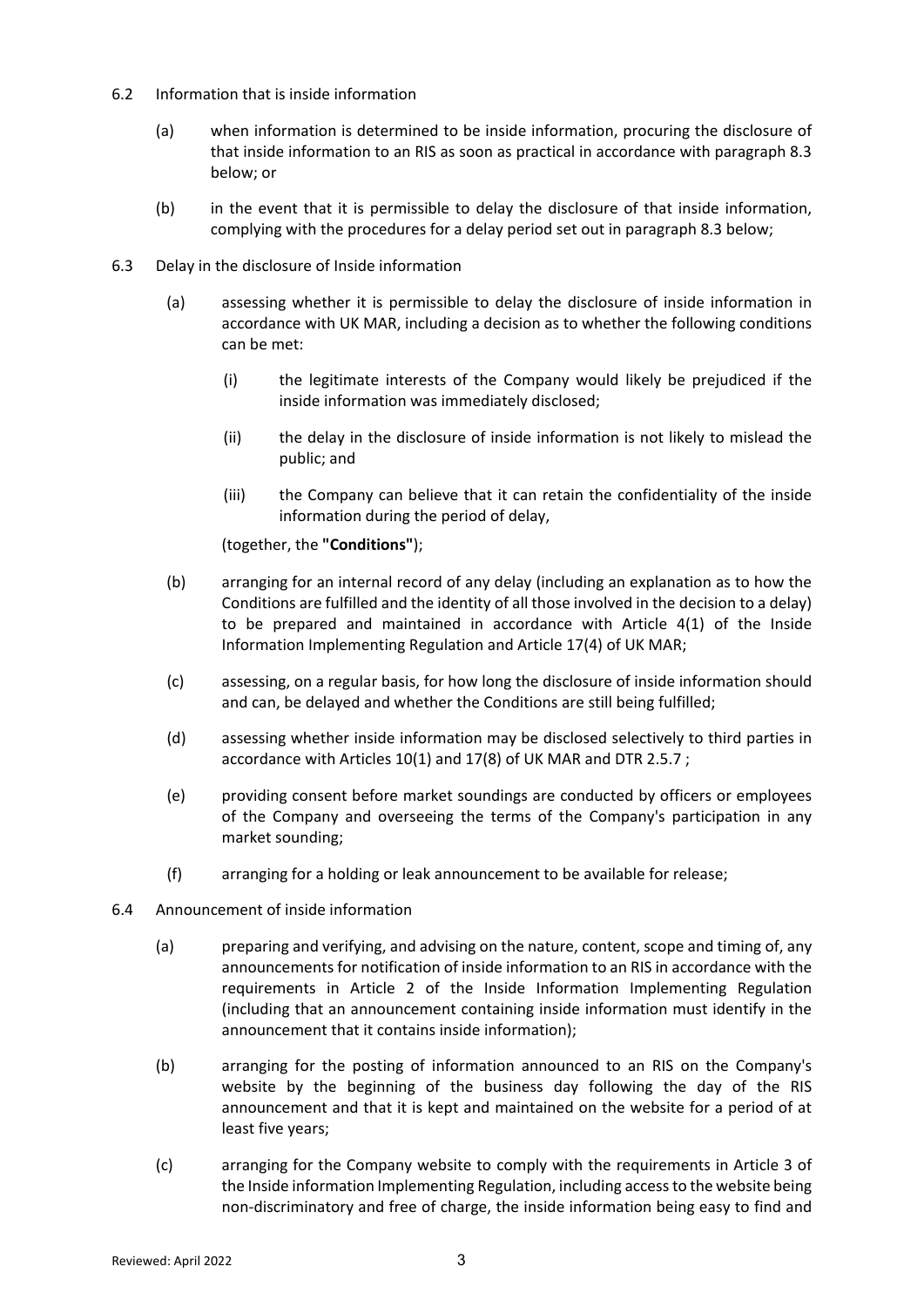6.2 Information that is inside information

(a) when information is determined to be inside information, procuring the disclosure of that inside information to an RIS as soon as practical in accordance with paragraph 8.3 below; or

(b) in the event that it is permissible to delay the disclosure of that inside information, complying with the procedures for a delay period set out in paragraph 8.3 below;

6.3 Delay in the disclosure of Inside information

(a) assessing whether it is permissible to delay the disclosure of inside information in accordance with UK MAR, including a decision as to whether the following conditions can be met:

(i) the legitimate interests of the Company would likely be prejudiced if the inside information was immediately disclosed;

(ii) the delay in the disclosure of inside information is not likely to mislead the public; and

(iii) the Company can believe that it can retain the confidentiality of the inside information during the period of delay,

(together, the **"Conditions"**);

(b) arranging for an internal record of any delay (including an explanation as to how the Conditions are fulfilled and the identity of all those involved in the decision to a delay) to be prepared and maintained in accordance with Article 4(1) of the Inside Information Implementing Regulation and Article 17(4) of UK MAR;

(c) assessing, on a regular basis, for how long the disclosure of inside information should and can, be delayed and whether the Conditions are still being fulfilled;

(d) assessing whether inside information may be disclosed selectively to third parties in accordance with Articles 10(1) and 17(8) of UK MAR and DTR 2.5.7 ;

(e) providing consent before market soundings are conducted by officers or employees of the Company and overseeing the terms of the Company's participation in any market sounding;

(f) arranging for a holding or leak announcement to be available for release;

6.4 Announcement of inside information

(a) preparing and verifying, and advising on the nature, content, scope and timing of, any announcements for notification of inside information to an RIS in accordance with the requirements in Article 2 of the Inside Information Implementing Regulation (including that an announcement containing inside information must identify in the announcement that it contains inside information);

(b) arranging for the posting of information announced to an RIS on the Company's website by the beginning of the business day following the day of the RIS announcement and that it is kept and maintained on the website for a period of at least five years;

(c) arranging for the Company website to comply with the requirements in Article 3 of the Inside information Implementing Regulation, including access to the website being non-discriminatory and free of charge, the inside information being easy to find and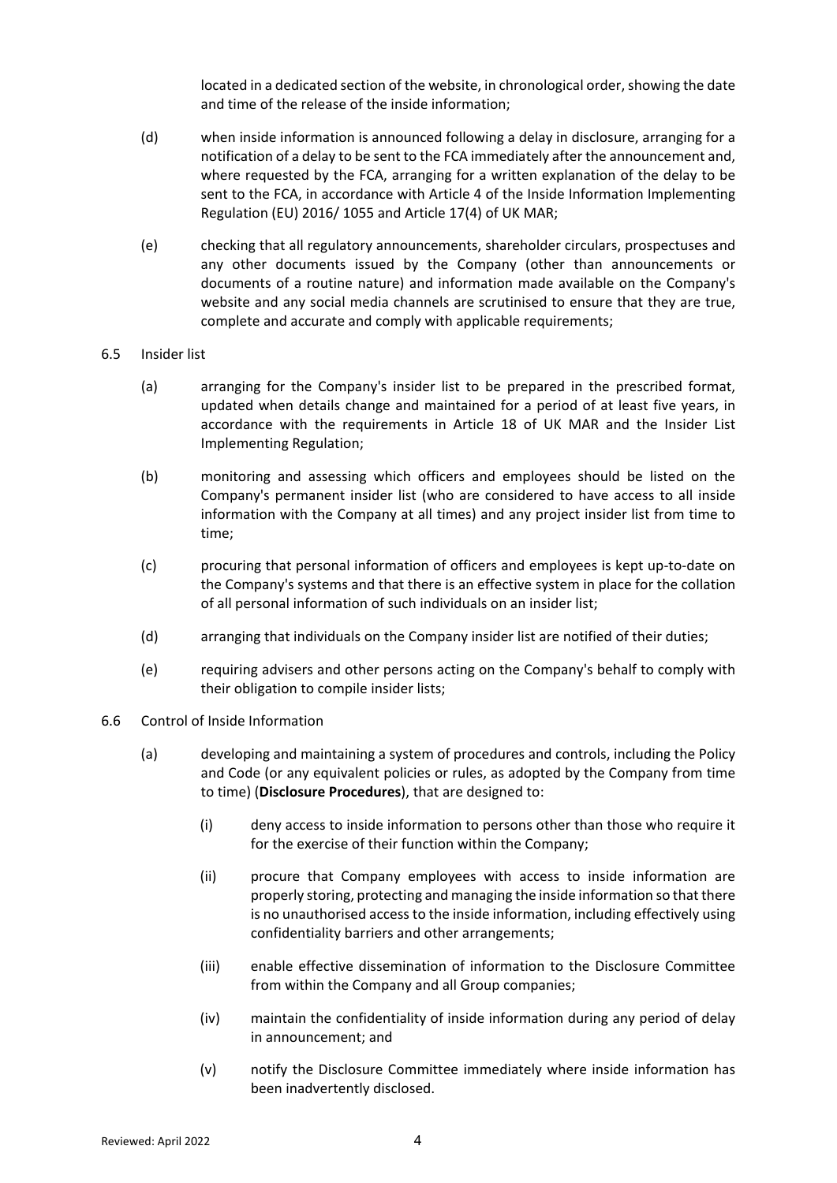located in a dedicated section of the website, in chronological order, showing the date and time of the release of the inside information;

(d) when inside information is announced following a delay in disclosure, arranging for a notification of a delay to be sent to the FCA immediately after the announcement and, where requested by the FCA, arranging for a written explanation of the delay to be sent to the FCA, in accordance with Article 4 of the Inside Information Implementing Regulation (EU) 2016/ 1055 and Article 17(4) of UK MAR;

(e) checking that all regulatory announcements, shareholder circulars, prospectuses and any other documents issued by the Company (other than announcements or documents of a routine nature) and information made available on the Company's website and any social media channels are scrutinised to ensure that they are true, complete and accurate and comply with applicable requirements;

6.5 Insider list

(a) arranging for the Company's insider list to be prepared in the prescribed format, updated when details change and maintained for a period of at least five years, in accordance with the requirements in Article 18 of UK MAR and the Insider List Implementing Regulation;

(b) monitoring and assessing which officers and employees should be listed on the Company's permanent insider list (who are considered to have access to all inside information with the Company at all times) and any project insider list from time to time;

(c) procuring that personal information of officers and employees is kept up-to-date on the Company's systems and that there is an effective system in place for the collation of all personal information of such individuals on an insider list;

(d) arranging that individuals on the Company insider list are notified of their duties;

(e) requiring advisers and other persons acting on the Company's behalf to comply with their obligation to compile insider lists;

6.6 Control of Inside Information

(a) developing and maintaining a system of procedures and controls, including the Policy and Code (or any equivalent policies or rules, as adopted by the Company from time to time) (**Disclosure Procedures**), that are designed to:

(i) deny access to inside information to persons other than those who require it for the exercise of their function within the Company;

(ii) procure that Company employees with access to inside information are properly storing, protecting and managing the inside information so that there is no unauthorised access to the inside information, including effectively using confidentiality barriers and other arrangements;

(iii) enable effective dissemination of information to the Disclosure Committee from within the Company and all Group companies;

(iv) maintain the confidentiality of inside information during any period of delay in announcement; and

(v) notify the Disclosure Committee immediately where inside information has been inadvertently disclosed.

Reviewed: April 2022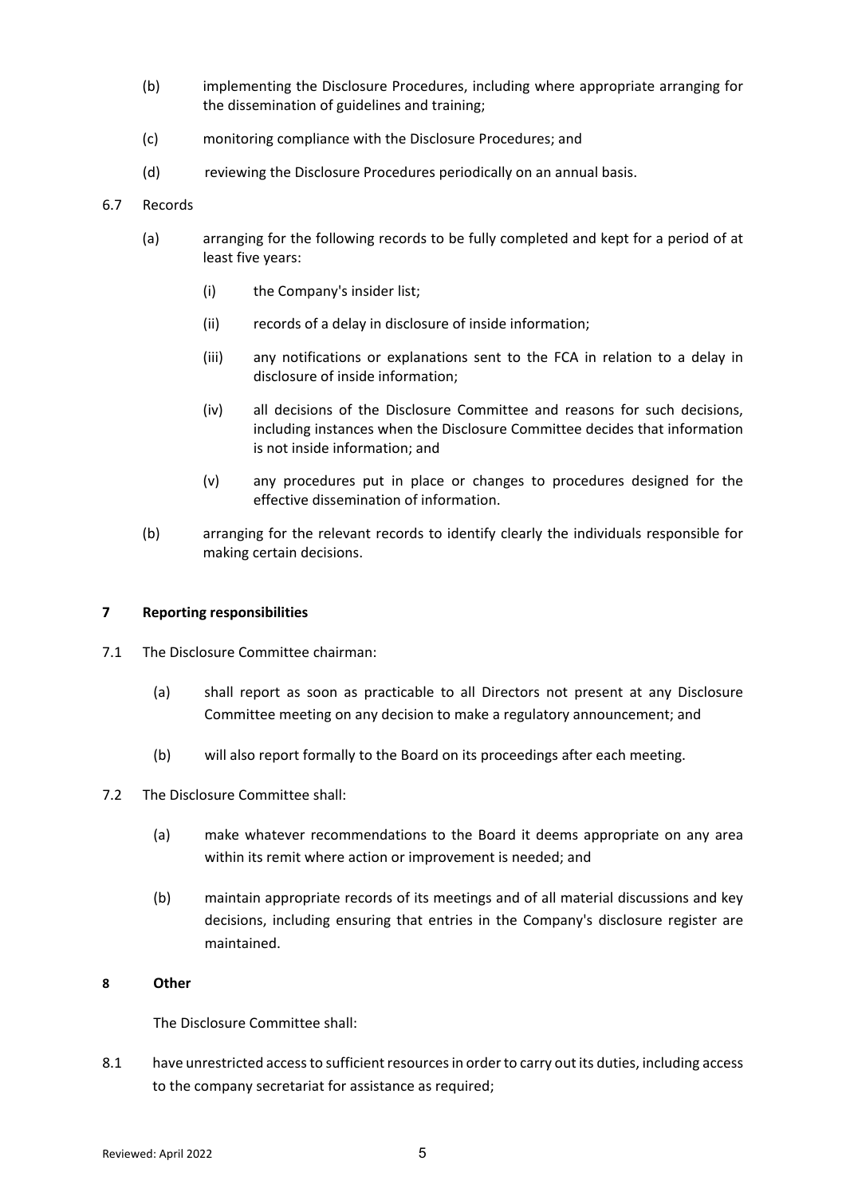(b) implementing the Disclosure Procedures, including where appropriate arranging for the dissemination of guidelines and training;

(c) monitoring compliance with the Disclosure Procedures; and

(d) reviewing the Disclosure Procedures periodically on an annual basis.

6.7 Records

(a) arranging for the following records to be fully completed and kept for a period of at least five years:

(i) the Company's insider list;

(ii) records of a delay in disclosure of inside information;

(iii) any notifications or explanations sent to the FCA in relation to a delay in disclosure of inside information;

(iv) all decisions of the Disclosure Committee and reasons for such decisions, including instances when the Disclosure Committee decides that information is not inside information; and

(v) any procedures put in place or changes to procedures designed for the effective dissemination of information.

(b) arranging for the relevant records to identify clearly the individuals responsible for making certain decisions.

## 7 Reporting responsibilities

7.1 The Disclosure Committee chairman:

(a) shall report as soon as practicable to all Directors not present at any Disclosure Committee meeting on any decision to make a regulatory announcement; and

(b) will also report formally to the Board on its proceedings after each meeting.

7.2 The Disclosure Committee shall:

(a) make whatever recommendations to the Board it deems appropriate on any area within its remit where action or improvement is needed; and

(b) maintain appropriate records of its meetings and of all material discussions and key decisions, including ensuring that entries in the Company's disclosure register are maintained.

## 8 Other

The Disclosure Committee shall:

8.1 have unrestricted access to sufficient resources in order to carry out its duties, including access to the company secretariat for assistance as required;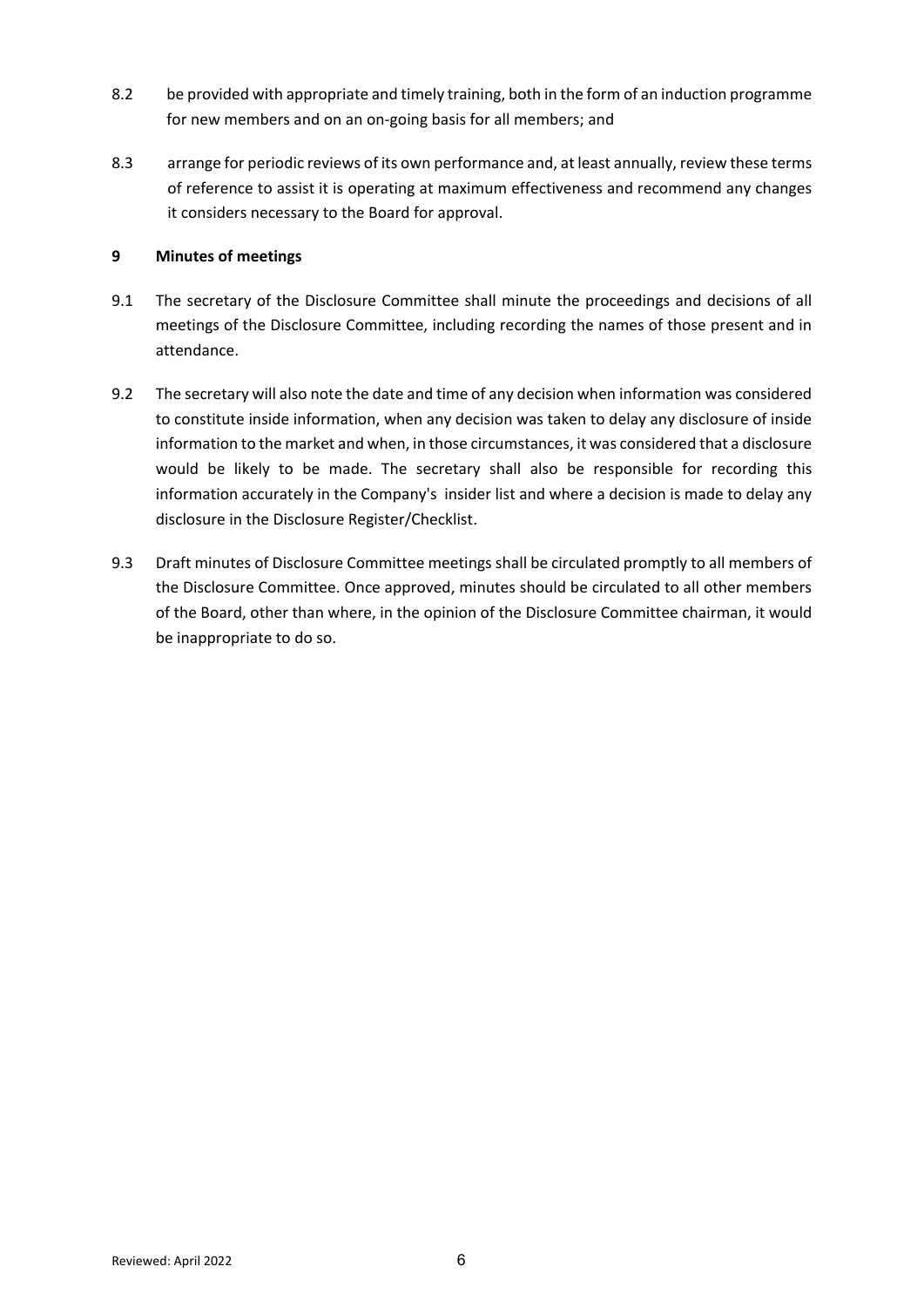8.2 be provided with appropriate and timely training, both in the form of an induction programme for new members and on an on-going basis for all members; and

8.3 arrange for periodic reviews of its own performance and, at least annually, review these terms of reference to assist it is operating at maximum effectiveness and recommend any changes it considers necessary to the Board for approval.

**9 Minutes of meetings**

9.1 The secretary of the Disclosure Committee shall minute the proceedings and decisions of all meetings of the Disclosure Committee, including recording the names of those present and in attendance.

9.2 The secretary will also note the date and time of any decision when information was considered to constitute inside information, when any decision was taken to delay any disclosure of inside information to the market and when, in those circumstances, it was considered that a disclosure would be likely to be made. The secretary shall also be responsible for recording this information accurately in the Company's insider list and where a decision is made to delay any disclosure in the Disclosure Register/Checklist.

9.3 Draft minutes of Disclosure Committee meetings shall be circulated promptly to all members of the Disclosure Committee. Once approved, minutes should be circulated to all other members of the Board, other than where, in the opinion of the Disclosure Committee chairman, it would be inappropriate to do so.